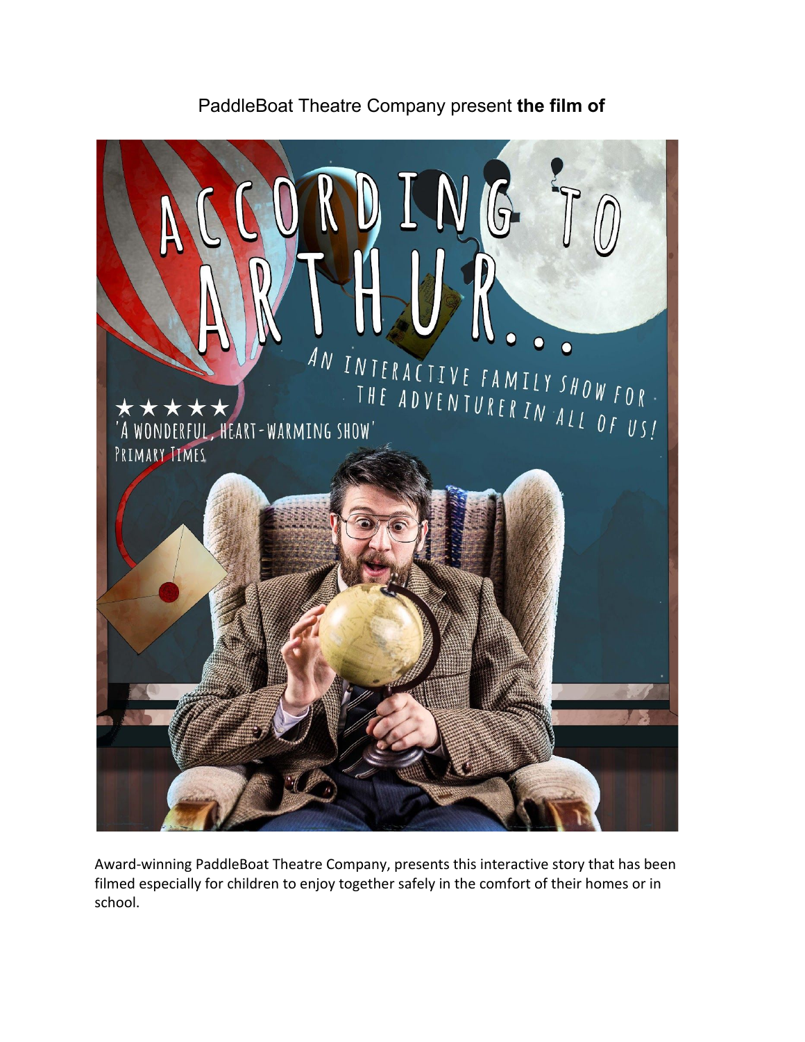PaddleBoat Theatre Company present **the film of**

# ACCORDING TO ARTHUR...

AN INTERACTIVE FAMILY SHOW FOR THE ADVENTURER IN ALL OF US!

★★★★★ 'A WONDERFUL, HEART-WARMING SHOW' PRIMARY TIMES

Award-winning PaddleBoat Theatre Company, presents this interactive story that has been filmed especially for children to enjoy together safely in the comfort of their homes or in school.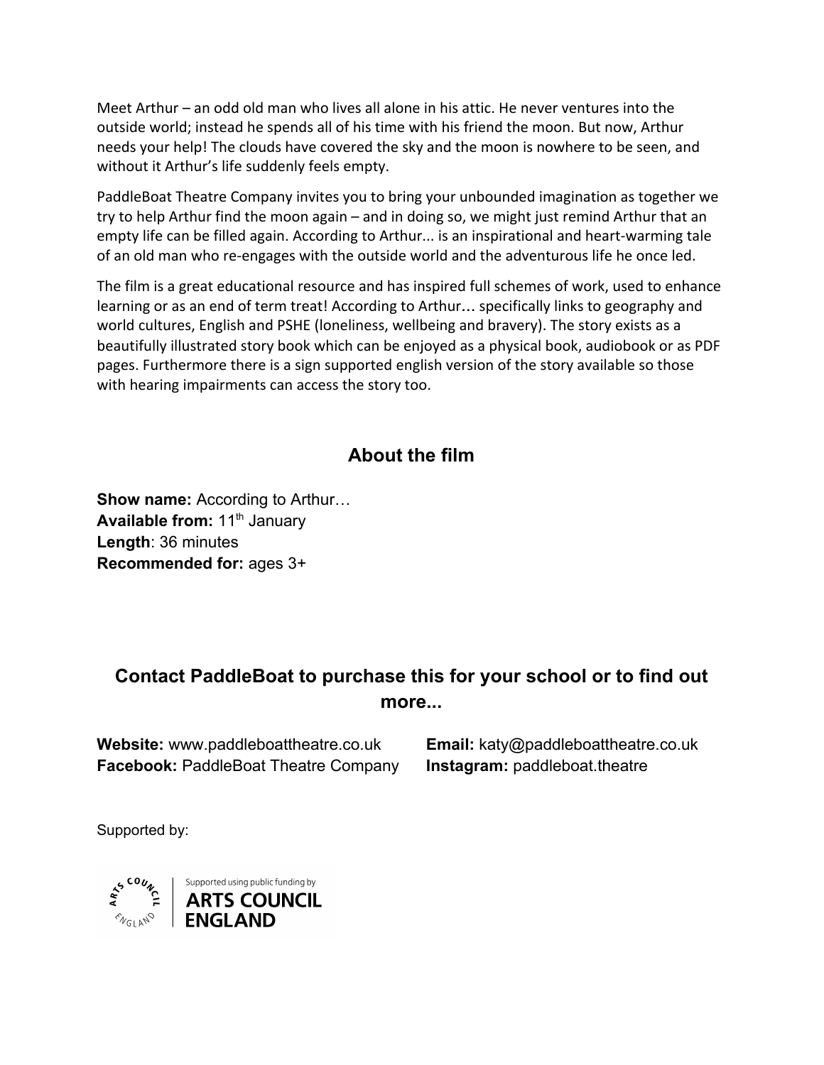Meet Arthur – an odd old man who lives all alone in his attic. He never ventures into the outside world; instead he spends all of his time with his friend the moon. But now, Arthur needs your help! The clouds have covered the sky and the moon is nowhere to be seen, and without it Arthur's life suddenly feels empty.

PaddleBoat Theatre Company invites you to bring your unbounded imagination as together we try to help Arthur find the moon again – and in doing so, we might just remind Arthur that an empty life can be filled again. According to Arthur... is an inspirational and heart-warming tale of an old man who re-engages with the outside world and the adventurous life he once led.

The film is a great educational resource and has inspired full schemes of work, used to enhance learning or as an end of term treat! According to Arthur… specifically links to geography and world cultures, English and PSHE (loneliness, wellbeing and bravery). The story exists as a beautifully illustrated story book which can be enjoyed as a physical book, audiobook or as PDF pages. Furthermore there is a sign supported english version of the story available so those with hearing impairments can access the story too.

## About the film

**Show name:** According to Arthur…
**Available from:** 11th January
**Length**: 36 minutes
**Recommended for:** ages 3+

## Contact PaddleBoat to purchase this for your school or to find out more...

**Website:** www.paddleboattheatre.co.uk
**Email:** katy@paddleboattheatre.co.uk
**Facebook:** PaddleBoat Theatre Company
**Instagram:** paddleboat.theatre

Supported by:

Supported using public funding by ARTS COUNCIL ENGLAND